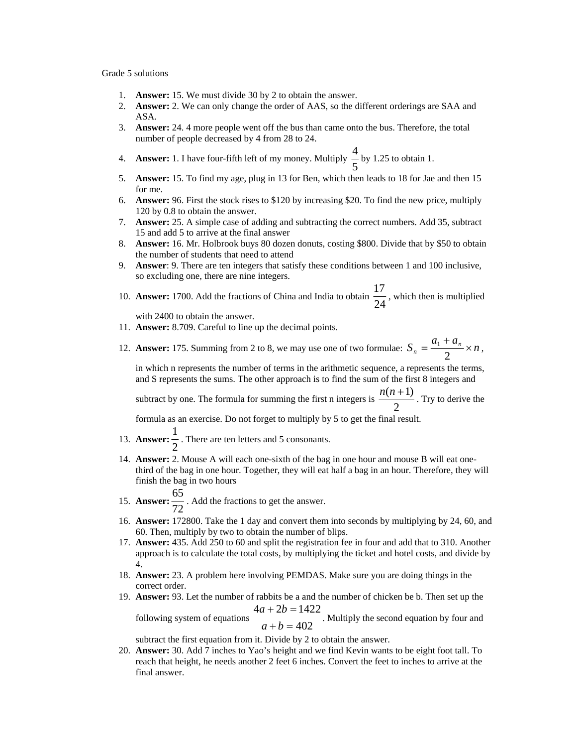Grade 5 solutions

1. **Answer:** 15. We must divide 30 by 2 to obtain the answer.
2. **Answer:** 2. We can only change the order of AAS, so the different orderings are SAA and ASA.
3. **Answer:** 24. 4 more people went off the bus than came onto the bus. Therefore, the total number of people decreased by 4 from 28 to 24.
4. **Answer:** 1. I have four-fifth left of my money. Multiply $\frac{4}{5}$ by 1.25 to obtain 1.
5. **Answer:** 15. To find my age, plug in 13 for Ben, which then leads to 18 for Jae and then 15 for me.
6. **Answer:** 96. First the stock rises to \$120 by increasing \$20. To find the new price, multiply 120 by 0.8 to obtain the answer.
7. **Answer:** 25. A simple case of adding and subtracting the correct numbers. Add 35, subtract 15 and add 5 to arrive at the final answer
8. **Answer:** 16. Mr. Holbrook buys 80 dozen donuts, costing \$800. Divide that by \$50 to obtain the number of students that need to attend
9. **Answer**: 9. There are ten integers that satisfy these conditions between 1 and 100 inclusive, so excluding one, there are nine integers.
10. **Answer:** 1700. Add the fractions of China and India to obtain $\frac{17}{24}$, which then is multiplied with 2400 to obtain the answer.
11. **Answer:** 8.709. Careful to line up the decimal points.
12. **Answer:** 175. Summing from 2 to 8, we may use one of two formulae: $S_n = \frac{a_1 + a_n}{2} \times n$, in which n represents the number of terms in the arithmetic sequence, a represents the terms, and S represents the sums. The other approach is to find the sum of the first 8 integers and subtract by one. The formula for summing the first n integers is $\frac{n(n+1)}{2}$. Try to derive the formula as an exercise. Do not forget to multiply by 5 to get the final result.
13. **Answer:** $\frac{1}{2}$. There are ten letters and 5 consonants.
14. **Answer:** 2. Mouse A will each one-sixth of the bag in one hour and mouse B will eat one-third of the bag in one hour. Together, they will eat half a bag in an hour. Therefore, they will finish the bag in two hours
15. **Answer:** $\frac{65}{72}$. Add the fractions to get the answer.
16. **Answer:** 172800. Take the 1 day and convert them into seconds by multiplying by 24, 60, and 60. Then, multiply by two to obtain the number of blips.
17. **Answer:** 435. Add 250 to 60 and split the registration fee in four and add that to 310. Another approach is to calculate the total costs, by multiplying the ticket and hotel costs, and divide by 4.
18. **Answer:** 23. A problem here involving PEMDAS. Make sure you are doing things in the correct order.
19. **Answer:** 93. Let the number of rabbits be a and the number of chicken be b. Then set up the following system of equations $\begin{matrix} 4a + 2b = 1422 \\ a + b = 402 \end{matrix}$. Multiply the second equation by four and subtract the first equation from it. Divide by 2 to obtain the answer.
20. **Answer:** 30. Add 7 inches to Yao's height and we find Kevin wants to be eight foot tall. To reach that height, he needs another 2 feet 6 inches. Convert the feet to inches to arrive at the final answer.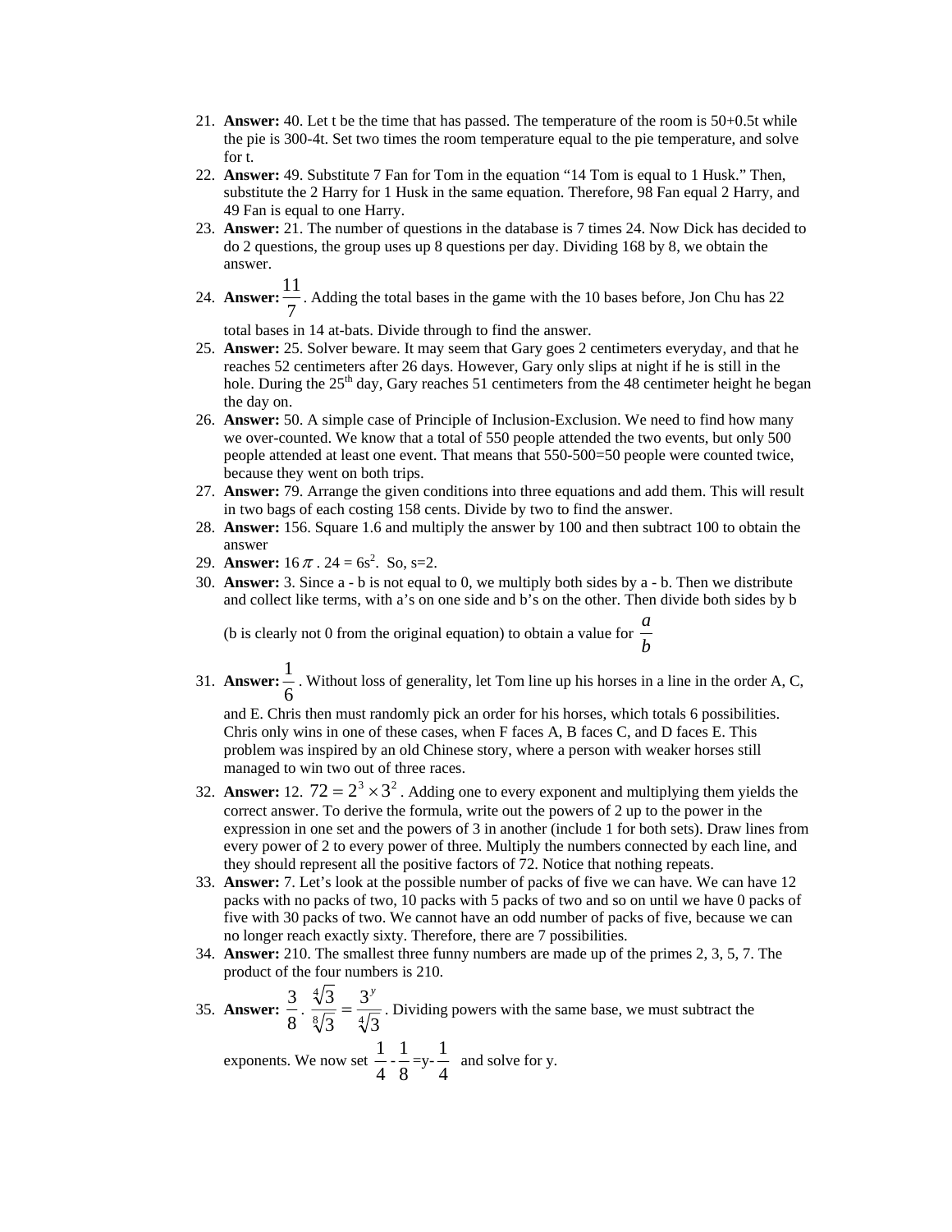21. **Answer:** 40. Let t be the time that has passed. The temperature of the room is 50+0.5t while the pie is 300-4t. Set two times the room temperature equal to the pie temperature, and solve for t.
22. **Answer:** 49. Substitute 7 Fan for Tom in the equation "14 Tom is equal to 1 Husk." Then, substitute the 2 Harry for 1 Husk in the same equation. Therefore, 98 Fan equal 2 Harry, and 49 Fan is equal to one Harry.
23. **Answer:** 21. The number of questions in the database is 7 times 24. Now Dick has decided to do 2 questions, the group uses up 8 questions per day. Dividing 168 by 8, we obtain the answer.
24. **Answer:** $\frac{11}{7}$. Adding the total bases in the game with the 10 bases before, Jon Chu has 22 total bases in 14 at-bats. Divide through to find the answer.
25. **Answer:** 25. Solver beware. It may seem that Gary goes 2 centimeters everyday, and that he reaches 52 centimeters after 26 days. However, Gary only slips at night if he is still in the hole. During the 25th day, Gary reaches 51 centimeters from the 48 centimeter height he began the day on.
26. **Answer:** 50. A simple case of Principle of Inclusion-Exclusion. We need to find how many we over-counted. We know that a total of 550 people attended the two events, but only 500 people attended at least one event. That means that 550-500=50 people were counted twice, because they went on both trips.
27. **Answer:** 79. Arrange the given conditions into three equations and add them. This will result in two bags of each costing 158 cents. Divide by two to find the answer.
28. **Answer:** 156. Square 1.6 and multiply the answer by 100 and then subtract 100 to obtain the answer
29. **Answer:** $16\pi$. $24 = 6s^2$. So, s=2.
30. **Answer:** 3. Since a - b is not equal to 0, we multiply both sides by a - b. Then we distribute and collect like terms, with a's on one side and b's on the other. Then divide both sides by b (b is clearly not 0 from the original equation) to obtain a value for $\frac{a}{b}$
31. **Answer:** $\frac{1}{6}$. Without loss of generality, let Tom line up his horses in a line in the order A, C, and E. Chris then must randomly pick an order for his horses, which totals 6 possibilities. Chris only wins in one of these cases, when F faces A, B faces C, and D faces E. This problem was inspired by an old Chinese story, where a person with weaker horses still managed to win two out of three races.
32. **Answer:** 12. $72 = 2^3 \times 3^2$. Adding one to every exponent and multiplying them yields the correct answer. To derive the formula, write out the powers of 2 up to the power in the expression in one set and the powers of 3 in another (include 1 for both sets). Draw lines from every power of 2 to every power of three. Multiply the numbers connected by each line, and they should represent all the positive factors of 72. Notice that nothing repeats.
33. **Answer:** 7. Let's look at the possible number of packs of five we can have. We can have 12 packs with no packs of two, 10 packs with 5 packs of two and so on until we have 0 packs of five with 30 packs of two. We cannot have an odd number of packs of five, because we can no longer reach exactly sixty. Therefore, there are 7 possibilities.
34. **Answer:** 210. The smallest three funny numbers are made up of the primes 2, 3, 5, 7. The product of the four numbers is 210.
35. **Answer:** $\frac{3}{8}$. $\frac{\sqrt[4]{3}}{\sqrt[8]{3}} = \frac{3^y}{\sqrt[4]{3}}$. Dividing powers with the same base, we must subtract the exponents. We now set $\frac{1}{4} - \frac{1}{8} = y - \frac{1}{4}$ and solve for y.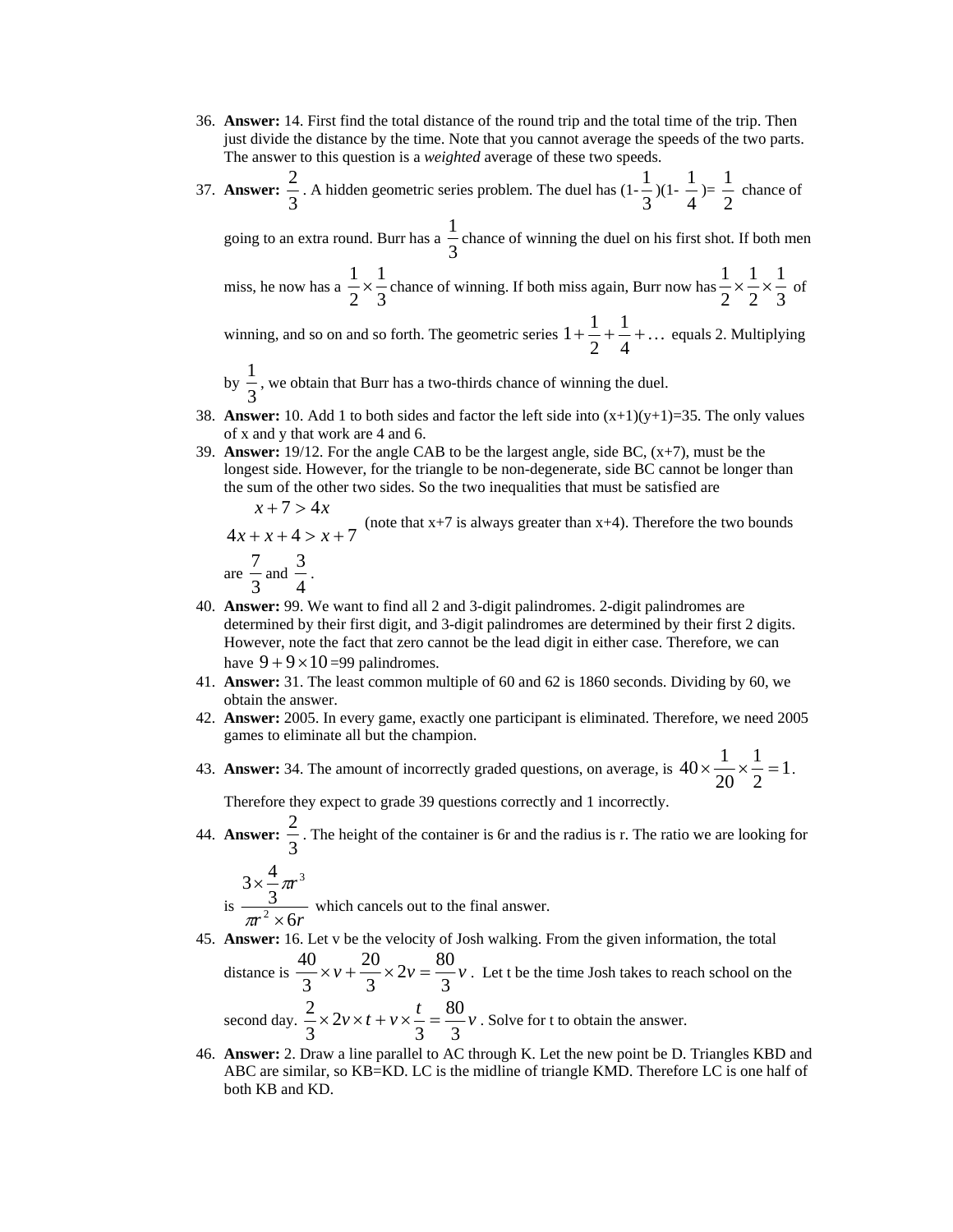36. **Answer:** 14. First find the total distance of the round trip and the total time of the trip. Then just divide the distance by the time. Note that you cannot average the speeds of the two parts. The answer to this question is a *weighted* average of these two speeds.
37. **Answer:** $\frac{2}{3}$. A hidden geometric series problem. The duel has $(1-\frac{1}{3})(1-\frac{1}{4})=\frac{1}{2}$ chance of going to an extra round. Burr has a $\frac{1}{3}$ chance of winning the duel on his first shot. If both men miss, he now has a $\frac{1}{2}\times\frac{1}{3}$ chance of winning. If both miss again, Burr now has $\frac{1}{2}\times\frac{1}{2}\times\frac{1}{3}$ of winning, and so on and so forth. The geometric series $1+\frac{1}{2}+\frac{1}{4}+\ldots$ equals 2. Multiplying by $\frac{1}{3}$, we obtain that Burr has a two-thirds chance of winning the duel.
38. **Answer:** 10. Add 1 to both sides and factor the left side into $(x+1)(y+1)=35$. The only values of x and y that work are 4 and 6.
39. **Answer:** 19/12. For the angle CAB to be the largest angle, side BC, $(x+7)$, must be the longest side. However, for the triangle to be non-degenerate, side BC cannot be longer than the sum of the other two sides. So the two inequalities that must be satisfied are
$$x+7>4x$$
$$4x+x+4>x+7$$
(note that $x+7$ is always greater than $x+4$). Therefore the two bounds are $\frac{7}{3}$ and $\frac{3}{4}$.
40. **Answer:** 99. We want to find all 2 and 3-digit palindromes. 2-digit palindromes are determined by their first digit, and 3-digit palindromes are determined by their first 2 digits. However, note the fact that zero cannot be the lead digit in either case. Therefore, we can have $9+9\times10=99$ palindromes.
41. **Answer:** 31. The least common multiple of 60 and 62 is 1860 seconds. Dividing by 60, we obtain the answer.
42. **Answer:** 2005. In every game, exactly one participant is eliminated. Therefore, we need 2005 games to eliminate all but the champion.
43. **Answer:** 34. The amount of incorrectly graded questions, on average, is $40\times\frac{1}{20}\times\frac{1}{2}=1$. Therefore they expect to grade 39 questions correctly and 1 incorrectly.
44. **Answer:** $\frac{2}{3}$. The height of the container is 6r and the radius is r. The ratio we are looking for is $\frac{3\times\frac{4}{3}\pi r^3}{\pi r^2\times 6r}$ which cancels out to the final answer.
45. **Answer:** 16. Let v be the velocity of Josh walking. From the given information, the total distance is $\frac{40}{3}\times v+\frac{20}{3}\times 2v=\frac{80}{3}v$. Let t be the time Josh takes to reach school on the second day. $\frac{2}{3}\times 2v\times t+v\times\frac{t}{3}=\frac{80}{3}v$. Solve for t to obtain the answer.
46. **Answer:** 2. Draw a line parallel to AC through K. Let the new point be D. Triangles KBD and ABC are similar, so KB=KD. LC is the midline of triangle KMD. Therefore LC is one half of both KB and KD.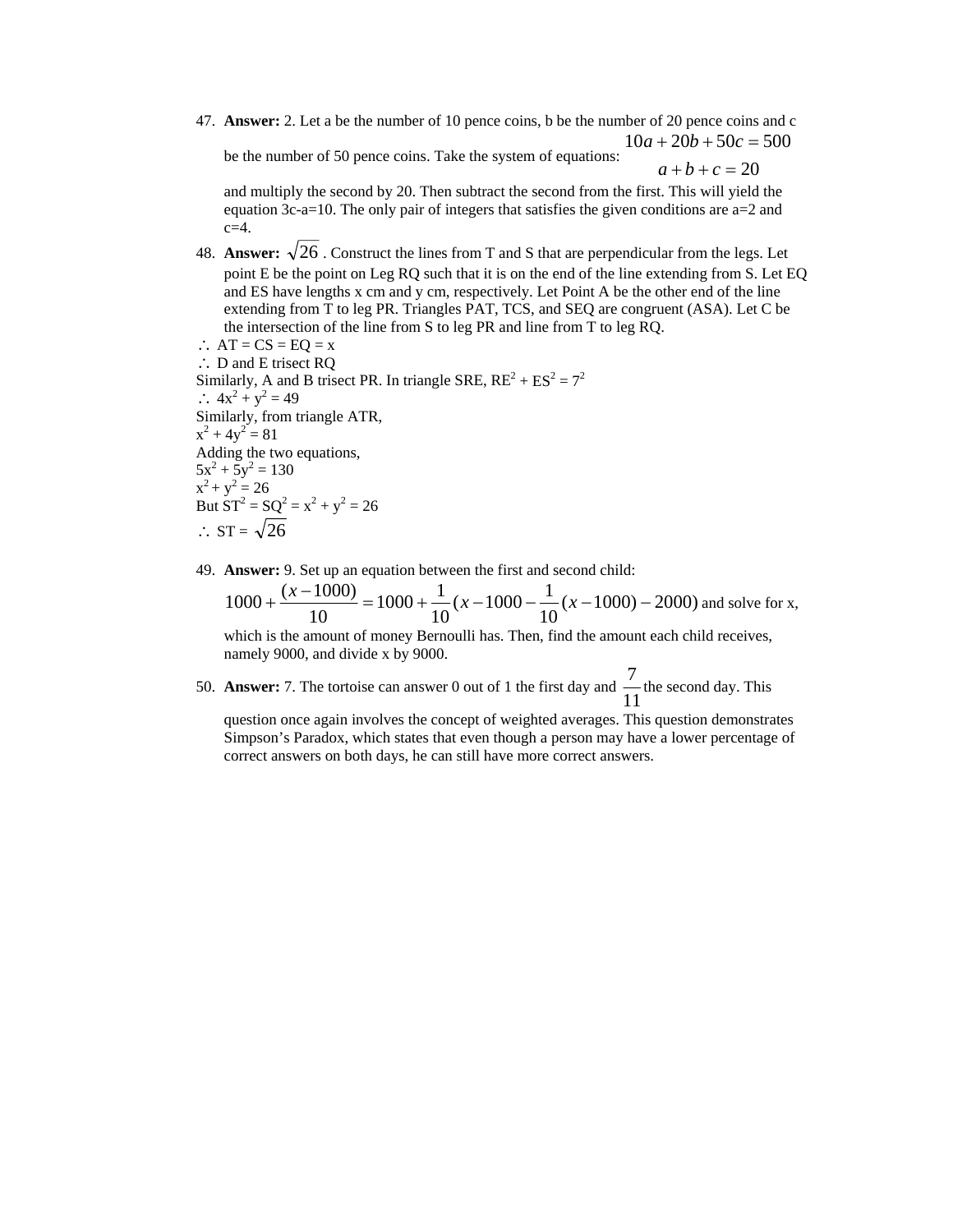47. **Answer:** 2. Let a be the number of 10 pence coins, b be the number of 20 pence coins and c be the number of 50 pence coins. Take the system of equations:
$$10a + 20b + 50c = 500$$
$$a + b + c = 20$$
and multiply the second by 20. Then subtract the second from the first. This will yield the equation 3c-a=10. The only pair of integers that satisfies the given conditions are a=2 and c=4.

48. **Answer:** $\sqrt{26}$ . Construct the lines from T and S that are perpendicular from the legs. Let point E be the point on Leg RQ such that it is on the end of the line extending from S. Let EQ and ES have lengths x cm and y cm, respectively. Let Point A be the other end of the line extending from T to leg PR. Triangles PAT, TCS, and SEQ are congruent (ASA). Let C be the intersection of the line from S to leg PR and line from T to leg RQ.

$\therefore$ AT = CS = EQ = x

$\therefore$ D and E trisect RQ

Similarly, A and B trisect PR. In triangle SRE, $RE^2 + ES^2 = 7^2$

$\therefore$ $4x^2 + y^2 = 49$

Similarly, from triangle ATR,

$x^2 + 4y^2 = 81$

Adding the two equations,

$5x^2 + 5y^2 = 130$

$x^2 + y^2 = 26$

But $ST^2 = SQ^2 = x^2 + y^2 = 26$

$\therefore$ ST = $\sqrt{26}$

49. **Answer:** 9. Set up an equation between the first and second child:
$$1000 + \frac{(x-1000)}{10} = 1000 + \frac{1}{10}\left(x - 1000 - \frac{1}{10}(x-1000) - 2000\right)$$
and solve for x, which is the amount of money Bernoulli has. Then, find the amount each child receives, namely 9000, and divide x by 9000.

50. **Answer:** 7. The tortoise can answer 0 out of 1 the first day and $\frac{7}{11}$ the second day. This question once again involves the concept of weighted averages. This question demonstrates Simpson's Paradox, which states that even though a person may have a lower percentage of correct answers on both days, he can still have more correct answers.